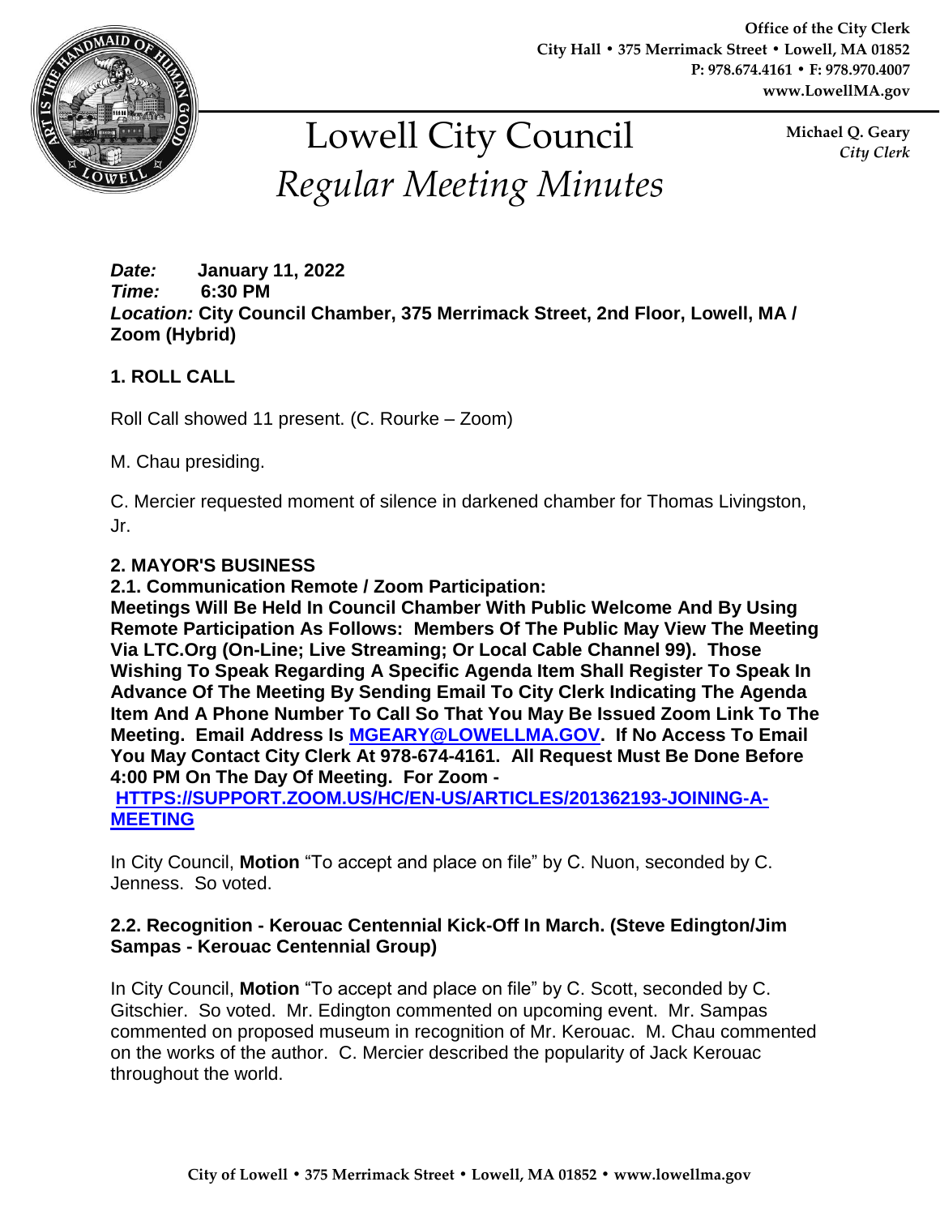Office of the City Clerk
City Hall • 375 Merrimack Street • Lowell, MA 01852
P: 978.674.4161 • F: 978.970.4007
www.LowellMA.gov

# Lowell City Council
# *Regular Meeting Minutes*

Michael Q. Geary
*City Clerk*

***Date:*** **January 11, 2022**
***Time:*** **6:30 PM**
***Location:*** **City Council Chamber, 375 Merrimack Street, 2nd Floor, Lowell, MA / Zoom (Hybrid)**

## 1. ROLL CALL

Roll Call showed 11 present. (C. Rourke – Zoom)

M. Chau presiding.

C. Mercier requested moment of silence in darkened chamber for Thomas Livingston, Jr.

## 2. MAYOR'S BUSINESS

**2.1. Communication Remote / Zoom Participation:**
**Meetings Will Be Held In Council Chamber With Public Welcome And By Using Remote Participation As Follows: Members Of The Public May View The Meeting Via LTC.Org (On-Line; Live Streaming; Or Local Cable Channel 99). Those Wishing To Speak Regarding A Specific Agenda Item Shall Register To Speak In Advance Of The Meeting By Sending Email To City Clerk Indicating The Agenda Item And A Phone Number To Call So That You May Be Issued Zoom Link To The Meeting. Email Address Is [MGEARY@LOWELLMA.GOV](mailto:MGEARY@LOWELLMA.GOV). If No Access To Email You May Contact City Clerk At 978-674-4161. All Request Must Be Done Before 4:00 PM On The Day Of Meeting. For Zoom - [HTTPS://SUPPORT.ZOOM.US/HC/EN-US/ARTICLES/201362193-JOINING-A-MEETING](HTTPS://SUPPORT.ZOOM.US/HC/EN-US/ARTICLES/201362193-JOINING-A-MEETING)**

In City Council, **Motion** "To accept and place on file" by C. Nuon, seconded by C. Jenness. So voted.

**2.2. Recognition - Kerouac Centennial Kick-Off In March. (Steve Edington/Jim Sampas - Kerouac Centennial Group)**

In City Council, **Motion** "To accept and place on file" by C. Scott, seconded by C. Gitschier. So voted. Mr. Edington commented on upcoming event. Mr. Sampas commented on proposed museum in recognition of Mr. Kerouac. M. Chau commented on the works of the author. C. Mercier described the popularity of Jack Kerouac throughout the world.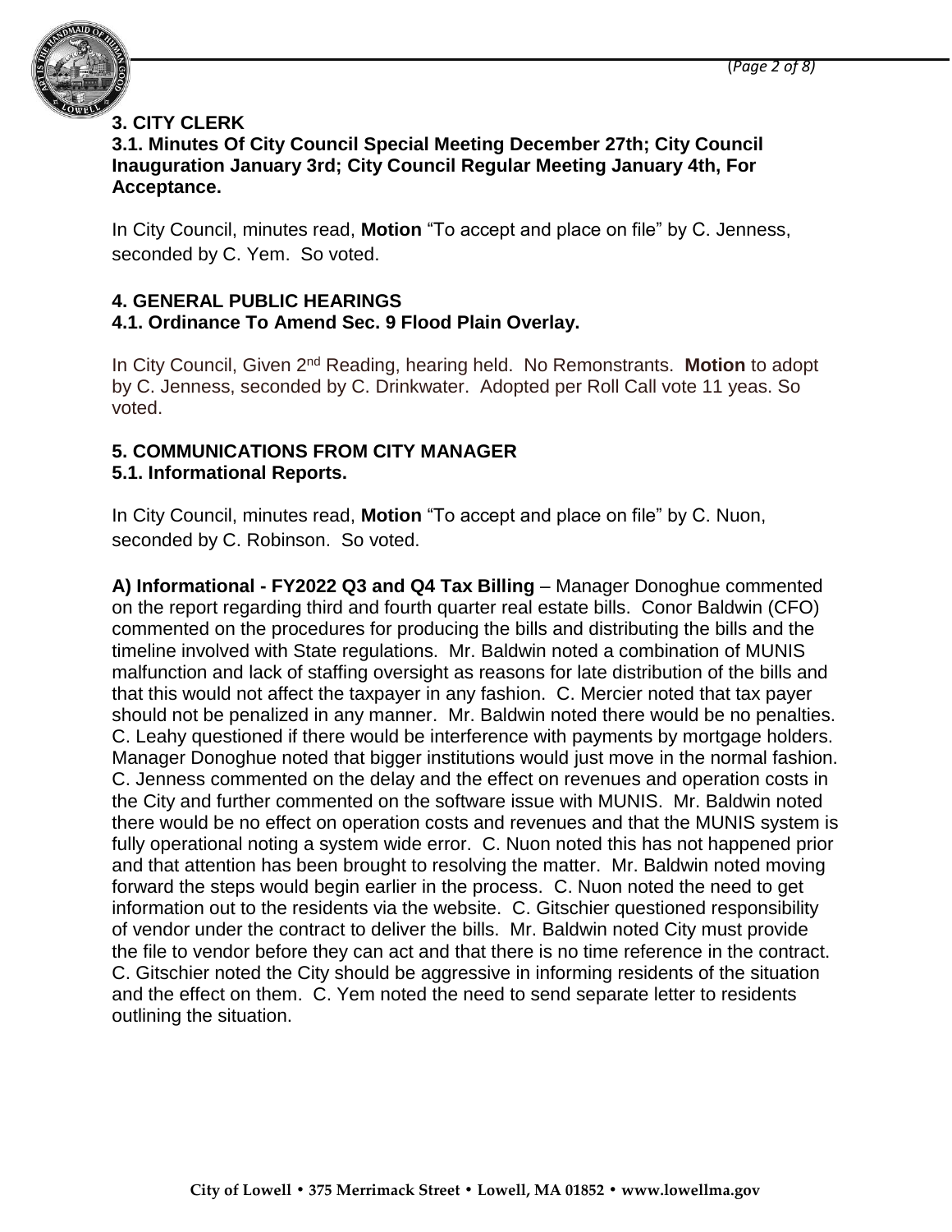## 3. CITY CLERK

### 3.1. Minutes Of City Council Special Meeting December 27th; City Council Inauguration January 3rd; City Council Regular Meeting January 4th, For Acceptance.

In City Council, minutes read, **Motion** "To accept and place on file" by C. Jenness, seconded by C. Yem. So voted.

## 4. GENERAL PUBLIC HEARINGS

### 4.1. Ordinance To Amend Sec. 9 Flood Plain Overlay.

In City Council, Given 2nd Reading, hearing held. No Remonstrants. **Motion** to adopt by C. Jenness, seconded by C. Drinkwater. Adopted per Roll Call vote 11 yeas. So voted.

## 5. COMMUNICATIONS FROM CITY MANAGER

### 5.1. Informational Reports.

In City Council, minutes read, **Motion** "To accept and place on file" by C. Nuon, seconded by C. Robinson. So voted.

**A) Informational - FY2022 Q3 and Q4 Tax Billing** – Manager Donoghue commented on the report regarding third and fourth quarter real estate bills. Conor Baldwin (CFO) commented on the procedures for producing the bills and distributing the bills and the timeline involved with State regulations. Mr. Baldwin noted a combination of MUNIS malfunction and lack of staffing oversight as reasons for late distribution of the bills and that this would not affect the taxpayer in any fashion. C. Mercier noted that tax payer should not be penalized in any manner. Mr. Baldwin noted there would be no penalties. C. Leahy questioned if there would be interference with payments by mortgage holders. Manager Donoghue noted that bigger institutions would just move in the normal fashion. C. Jenness commented on the delay and the effect on revenues and operation costs in the City and further commented on the software issue with MUNIS. Mr. Baldwin noted there would be no effect on operation costs and revenues and that the MUNIS system is fully operational noting a system wide error. C. Nuon noted this has not happened prior and that attention has been brought to resolving the matter. Mr. Baldwin noted moving forward the steps would begin earlier in the process. C. Nuon noted the need to get information out to the residents via the website. C. Gitschier questioned responsibility of vendor under the contract to deliver the bills. Mr. Baldwin noted City must provide the file to vendor before they can act and that there is no time reference in the contract. C. Gitschier noted the City should be aggressive in informing residents of the situation and the effect on them. C. Yem noted the need to send separate letter to residents outlining the situation.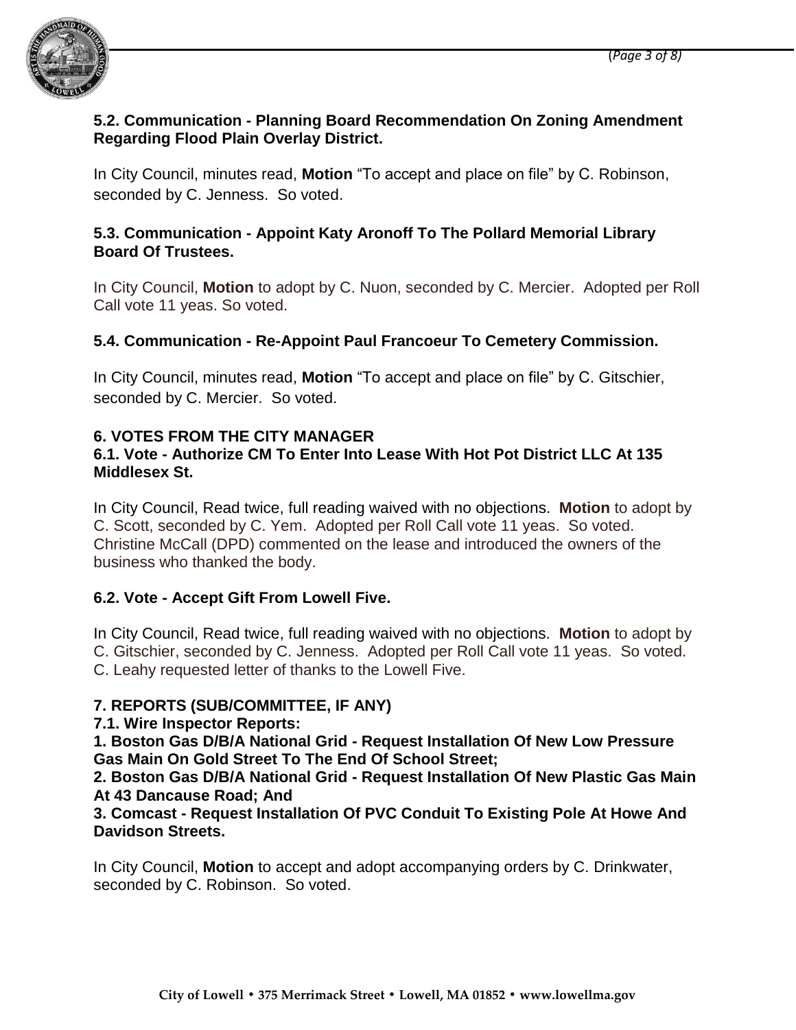### 5.2. Communication - Planning Board Recommendation On Zoning Amendment Regarding Flood Plain Overlay District.

In City Council, minutes read, **Motion** "To accept and place on file" by C. Robinson, seconded by C. Jenness. So voted.

### 5.3. Communication - Appoint Katy Aronoff To The Pollard Memorial Library Board Of Trustees.

In City Council, **Motion** to adopt by C. Nuon, seconded by C. Mercier. Adopted per Roll Call vote 11 yeas. So voted.

### 5.4. Communication - Re-Appoint Paul Francoeur To Cemetery Commission.

In City Council, minutes read, **Motion** "To accept and place on file" by C. Gitschier, seconded by C. Mercier. So voted.

## 6. VOTES FROM THE CITY MANAGER

### 6.1. Vote - Authorize CM To Enter Into Lease With Hot Pot District LLC At 135 Middlesex St.

In City Council, Read twice, full reading waived with no objections. **Motion** to adopt by C. Scott, seconded by C. Yem. Adopted per Roll Call vote 11 yeas. So voted. Christine McCall (DPD) commented on the lease and introduced the owners of the business who thanked the body.

### 6.2. Vote - Accept Gift From Lowell Five.

In City Council, Read twice, full reading waived with no objections. **Motion** to adopt by C. Gitschier, seconded by C. Jenness. Adopted per Roll Call vote 11 yeas. So voted. C. Leahy requested letter of thanks to the Lowell Five.

## 7. REPORTS (SUB/COMMITTEE, IF ANY)

### 7.1. Wire Inspector Reports:

**1. Boston Gas D/B/A National Grid - Request Installation Of New Low Pressure Gas Main On Gold Street To The End Of School Street;**

**2. Boston Gas D/B/A National Grid - Request Installation Of New Plastic Gas Main At 43 Dancause Road; And**

**3. Comcast - Request Installation Of PVC Conduit To Existing Pole At Howe And Davidson Streets.**

In City Council, **Motion** to accept and adopt accompanying orders by C. Drinkwater, seconded by C. Robinson. So voted.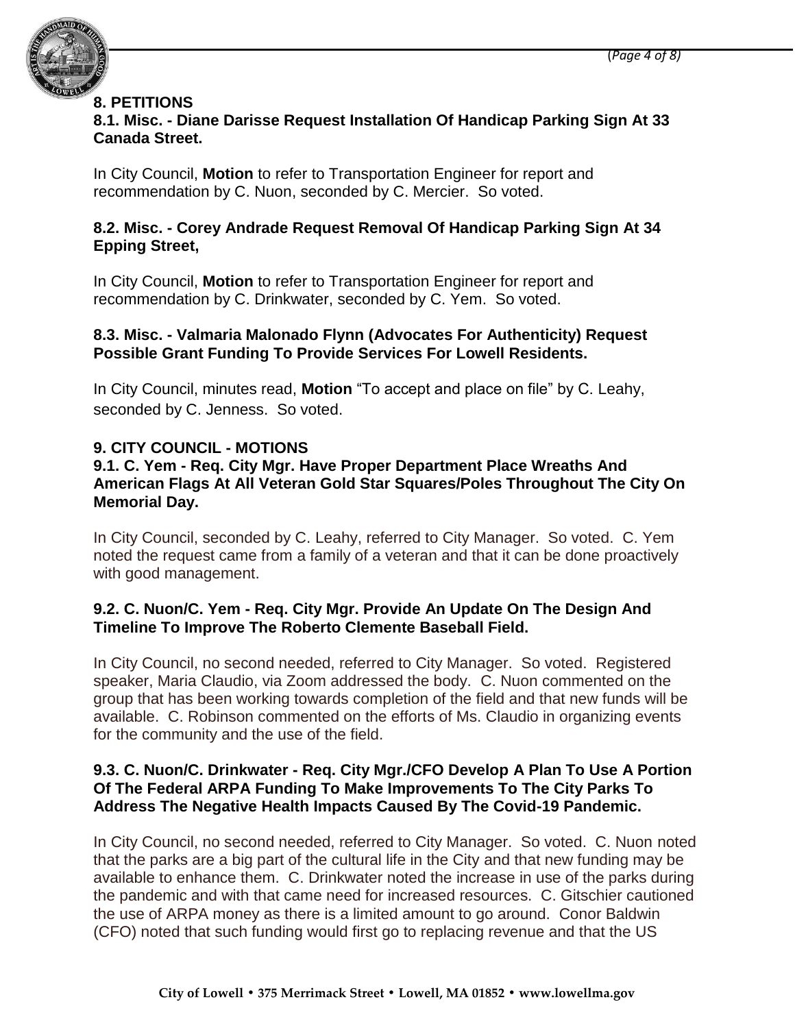## 8. PETITIONS

### 8.1. Misc. - Diane Darisse Request Installation Of Handicap Parking Sign At 33 Canada Street.

In City Council, **Motion** to refer to Transportation Engineer for report and recommendation by C. Nuon, seconded by C. Mercier. So voted.

### 8.2. Misc. - Corey Andrade Request Removal Of Handicap Parking Sign At 34 Epping Street,

In City Council, **Motion** to refer to Transportation Engineer for report and recommendation by C. Drinkwater, seconded by C. Yem. So voted.

### 8.3. Misc. - Valmaria Malonado Flynn (Advocates For Authenticity) Request Possible Grant Funding To Provide Services For Lowell Residents.

In City Council, minutes read, **Motion** "To accept and place on file" by C. Leahy, seconded by C. Jenness. So voted.

## 9. CITY COUNCIL - MOTIONS

### 9.1. C. Yem - Req. City Mgr. Have Proper Department Place Wreaths And American Flags At All Veteran Gold Star Squares/Poles Throughout The City On Memorial Day.

In City Council, seconded by C. Leahy, referred to City Manager. So voted. C. Yem noted the request came from a family of a veteran and that it can be done proactively with good management.

### 9.2. C. Nuon/C. Yem - Req. City Mgr. Provide An Update On The Design And Timeline To Improve The Roberto Clemente Baseball Field.

In City Council, no second needed, referred to City Manager. So voted. Registered speaker, Maria Claudio, via Zoom addressed the body. C. Nuon commented on the group that has been working towards completion of the field and that new funds will be available. C. Robinson commented on the efforts of Ms. Claudio in organizing events for the community and the use of the field.

### 9.3. C. Nuon/C. Drinkwater - Req. City Mgr./CFO Develop A Plan To Use A Portion Of The Federal ARPA Funding To Make Improvements To The City Parks To Address The Negative Health Impacts Caused By The Covid-19 Pandemic.

In City Council, no second needed, referred to City Manager. So voted. C. Nuon noted that the parks are a big part of the cultural life in the City and that new funding may be available to enhance them. C. Drinkwater noted the increase in use of the parks during the pandemic and with that came need for increased resources. C. Gitschier cautioned the use of ARPA money as there is a limited amount to go around. Conor Baldwin (CFO) noted that such funding would first go to replacing revenue and that the US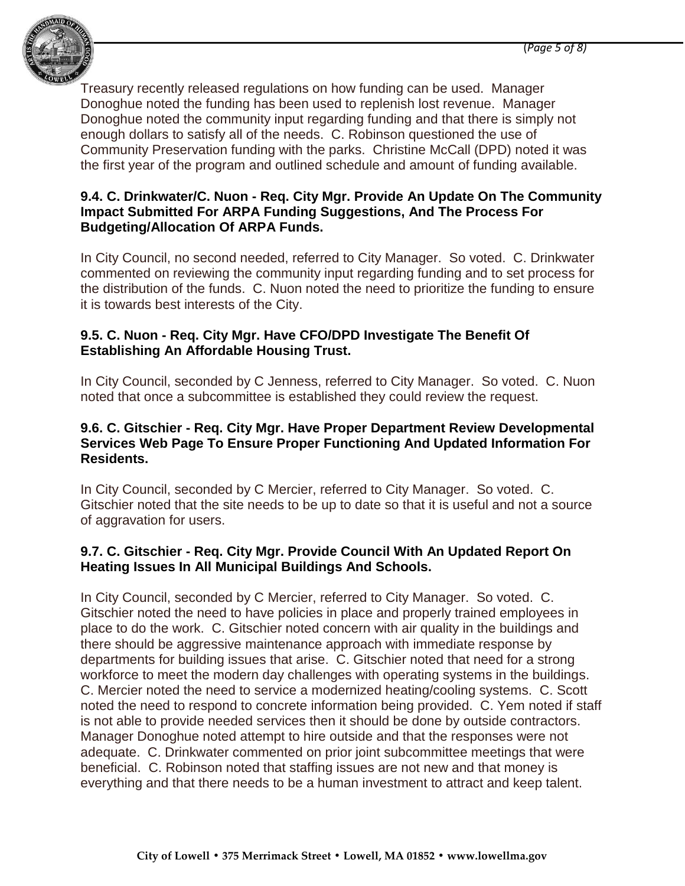Treasury recently released regulations on how funding can be used. Manager Donoghue noted the funding has been used to replenish lost revenue. Manager Donoghue noted the community input regarding funding and that there is simply not enough dollars to satisfy all of the needs. C. Robinson questioned the use of Community Preservation funding with the parks. Christine McCall (DPD) noted it was the first year of the program and outlined schedule and amount of funding available.

**9.4. C. Drinkwater/C. Nuon - Req. City Mgr. Provide An Update On The Community Impact Submitted For ARPA Funding Suggestions, And The Process For Budgeting/Allocation Of ARPA Funds.**

In City Council, no second needed, referred to City Manager. So voted. C. Drinkwater commented on reviewing the community input regarding funding and to set process for the distribution of the funds. C. Nuon noted the need to prioritize the funding to ensure it is towards best interests of the City.

**9.5. C. Nuon - Req. City Mgr. Have CFO/DPD Investigate The Benefit Of Establishing An Affordable Housing Trust.**

In City Council, seconded by C Jenness, referred to City Manager. So voted. C. Nuon noted that once a subcommittee is established they could review the request.

**9.6. C. Gitschier - Req. City Mgr. Have Proper Department Review Developmental Services Web Page To Ensure Proper Functioning And Updated Information For Residents.**

In City Council, seconded by C Mercier, referred to City Manager. So voted. C. Gitschier noted that the site needs to be up to date so that it is useful and not a source of aggravation for users.

**9.7. C. Gitschier - Req. City Mgr. Provide Council With An Updated Report On Heating Issues In All Municipal Buildings And Schools.**

In City Council, seconded by C Mercier, referred to City Manager. So voted. C. Gitschier noted the need to have policies in place and properly trained employees in place to do the work. C. Gitschier noted concern with air quality in the buildings and there should be aggressive maintenance approach with immediate response by departments for building issues that arise. C. Gitschier noted that need for a strong workforce to meet the modern day challenges with operating systems in the buildings. C. Mercier noted the need to service a modernized heating/cooling systems. C. Scott noted the need to respond to concrete information being provided. C. Yem noted if staff is not able to provide needed services then it should be done by outside contractors. Manager Donoghue noted attempt to hire outside and that the responses were not adequate. C. Drinkwater commented on prior joint subcommittee meetings that were beneficial. C. Robinson noted that staffing issues are not new and that money is everything and that there needs to be a human investment to attract and keep talent.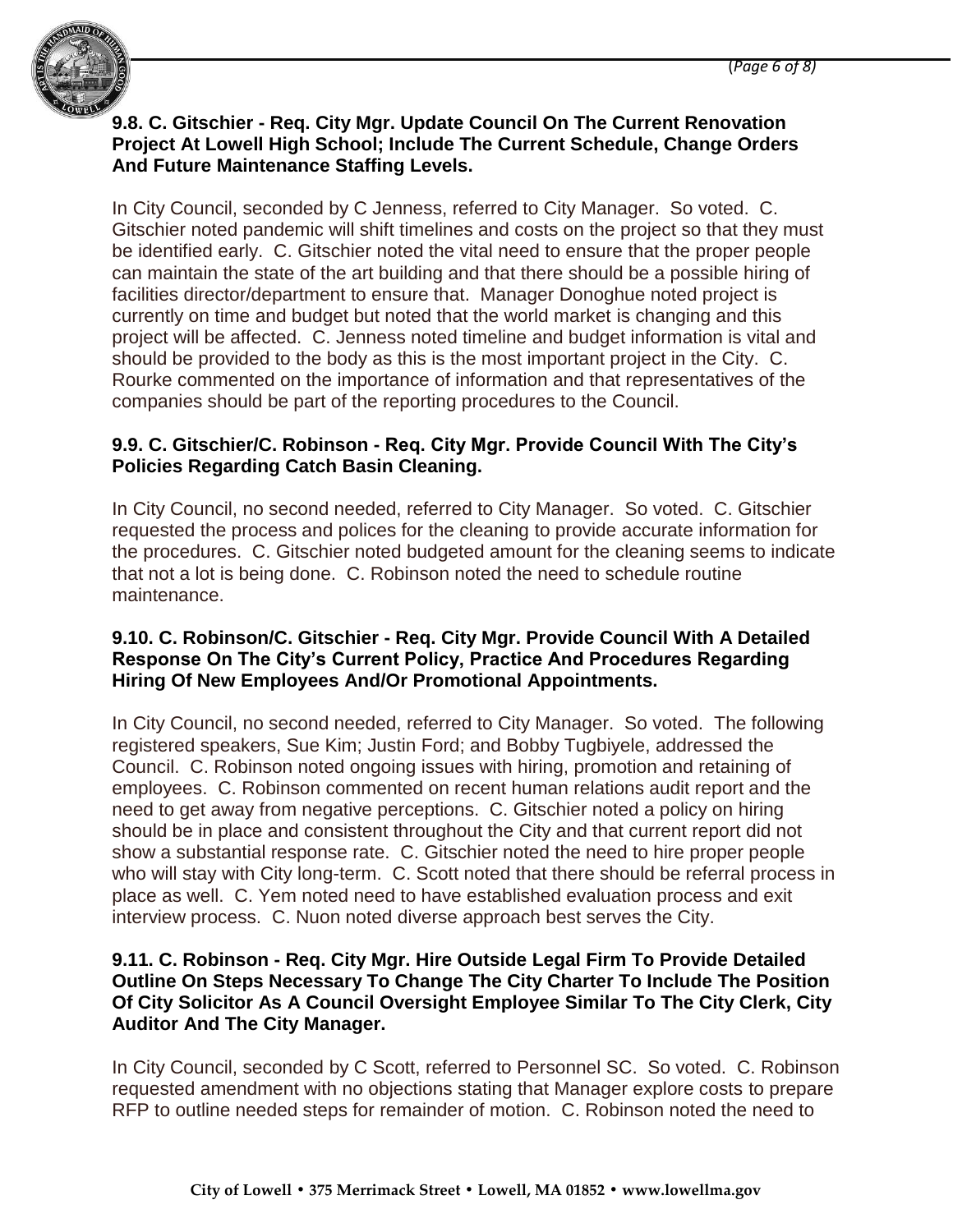**9.8. C. Gitschier - Req. City Mgr. Update Council On The Current Renovation Project At Lowell High School; Include The Current Schedule, Change Orders And Future Maintenance Staffing Levels.**

In City Council, seconded by C Jenness, referred to City Manager. So voted. C. Gitschier noted pandemic will shift timelines and costs on the project so that they must be identified early. C. Gitschier noted the vital need to ensure that the proper people can maintain the state of the art building and that there should be a possible hiring of facilities director/department to ensure that. Manager Donoghue noted project is currently on time and budget but noted that the world market is changing and this project will be affected. C. Jenness noted timeline and budget information is vital and should be provided to the body as this is the most important project in the City. C. Rourke commented on the importance of information and that representatives of the companies should be part of the reporting procedures to the Council.

**9.9. C. Gitschier/C. Robinson - Req. City Mgr. Provide Council With The City's Policies Regarding Catch Basin Cleaning.**

In City Council, no second needed, referred to City Manager. So voted. C. Gitschier requested the process and polices for the cleaning to provide accurate information for the procedures. C. Gitschier noted budgeted amount for the cleaning seems to indicate that not a lot is being done. C. Robinson noted the need to schedule routine maintenance.

**9.10. C. Robinson/C. Gitschier - Req. City Mgr. Provide Council With A Detailed Response On The City's Current Policy, Practice And Procedures Regarding Hiring Of New Employees And/Or Promotional Appointments.**

In City Council, no second needed, referred to City Manager. So voted. The following registered speakers, Sue Kim; Justin Ford; and Bobby Tugbiyele, addressed the Council. C. Robinson noted ongoing issues with hiring, promotion and retaining of employees. C. Robinson commented on recent human relations audit report and the need to get away from negative perceptions. C. Gitschier noted a policy on hiring should be in place and consistent throughout the City and that current report did not show a substantial response rate. C. Gitschier noted the need to hire proper people who will stay with City long-term. C. Scott noted that there should be referral process in place as well. C. Yem noted need to have established evaluation process and exit interview process. C. Nuon noted diverse approach best serves the City.

**9.11. C. Robinson - Req. City Mgr. Hire Outside Legal Firm To Provide Detailed Outline On Steps Necessary To Change The City Charter To Include The Position Of City Solicitor As A Council Oversight Employee Similar To The City Clerk, City Auditor And The City Manager.**

In City Council, seconded by C Scott, referred to Personnel SC. So voted. C. Robinson requested amendment with no objections stating that Manager explore costs to prepare RFP to outline needed steps for remainder of motion. C. Robinson noted the need to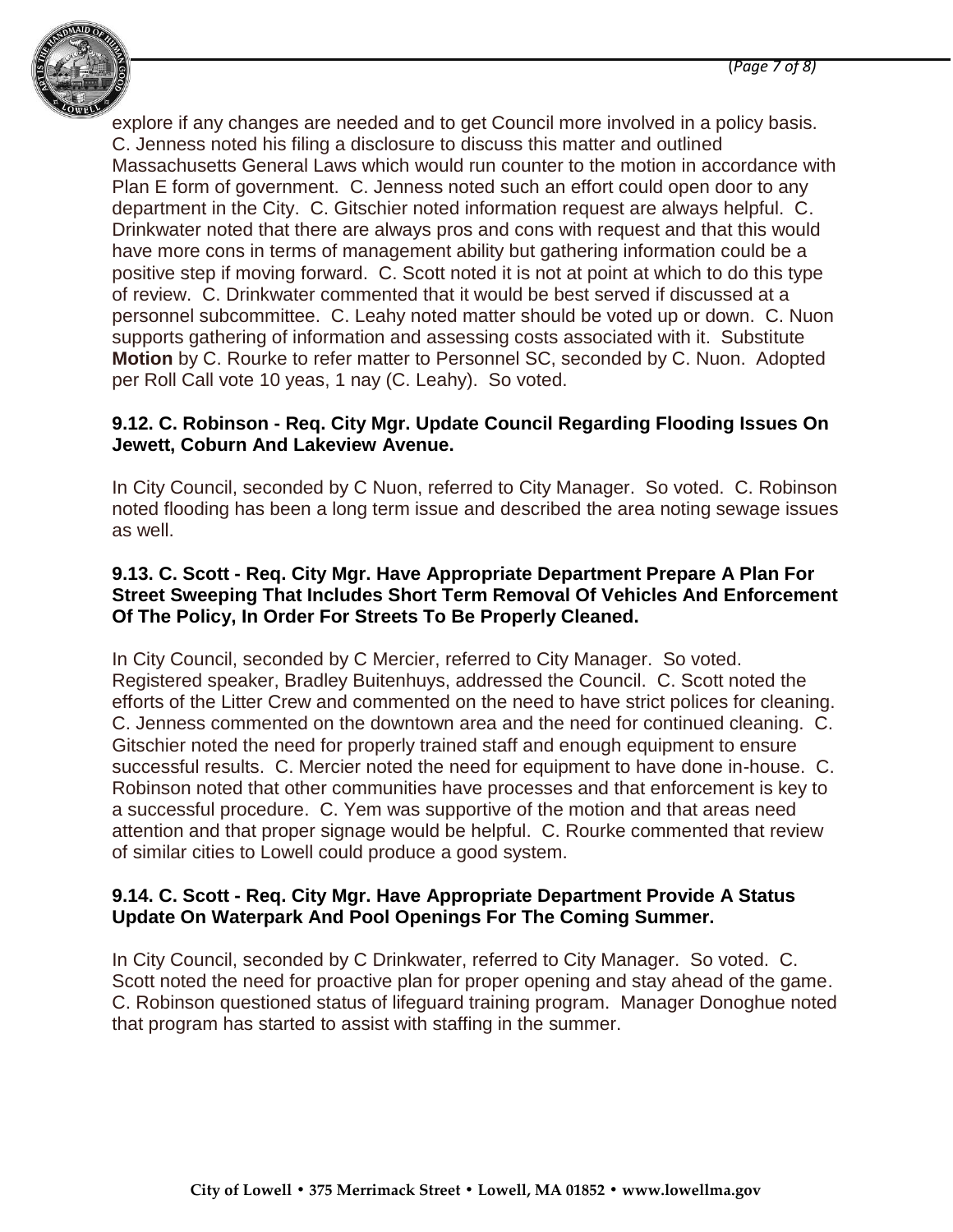explore if any changes are needed and to get Council more involved in a policy basis. C. Jenness noted his filing a disclosure to discuss this matter and outlined Massachusetts General Laws which would run counter to the motion in accordance with Plan E form of government. C. Jenness noted such an effort could open door to any department in the City. C. Gitschier noted information request are always helpful. C. Drinkwater noted that there are always pros and cons with request and that this would have more cons in terms of management ability but gathering information could be a positive step if moving forward. C. Scott noted it is not at point at which to do this type of review. C. Drinkwater commented that it would be best served if discussed at a personnel subcommittee. C. Leahy noted matter should be voted up or down. C. Nuon supports gathering of information and assessing costs associated with it. Substitute **Motion** by C. Rourke to refer matter to Personnel SC, seconded by C. Nuon. Adopted per Roll Call vote 10 yeas, 1 nay (C. Leahy). So voted.

**9.12. C. Robinson - Req. City Mgr. Update Council Regarding Flooding Issues On Jewett, Coburn And Lakeview Avenue.**

In City Council, seconded by C Nuon, referred to City Manager. So voted. C. Robinson noted flooding has been a long term issue and described the area noting sewage issues as well.

**9.13. C. Scott - Req. City Mgr. Have Appropriate Department Prepare A Plan For Street Sweeping That Includes Short Term Removal Of Vehicles And Enforcement Of The Policy, In Order For Streets To Be Properly Cleaned.**

In City Council, seconded by C Mercier, referred to City Manager. So voted. Registered speaker, Bradley Buitenhuys, addressed the Council. C. Scott noted the efforts of the Litter Crew and commented on the need to have strict polices for cleaning. C. Jenness commented on the downtown area and the need for continued cleaning. C. Gitschier noted the need for properly trained staff and enough equipment to ensure successful results. C. Mercier noted the need for equipment to have done in-house. C. Robinson noted that other communities have processes and that enforcement is key to a successful procedure. C. Yem was supportive of the motion and that areas need attention and that proper signage would be helpful. C. Rourke commented that review of similar cities to Lowell could produce a good system.

**9.14. C. Scott - Req. City Mgr. Have Appropriate Department Provide A Status Update On Waterpark And Pool Openings For The Coming Summer.**

In City Council, seconded by C Drinkwater, referred to City Manager. So voted. C. Scott noted the need for proactive plan for proper opening and stay ahead of the game. C. Robinson questioned status of lifeguard training program. Manager Donoghue noted that program has started to assist with staffing in the summer.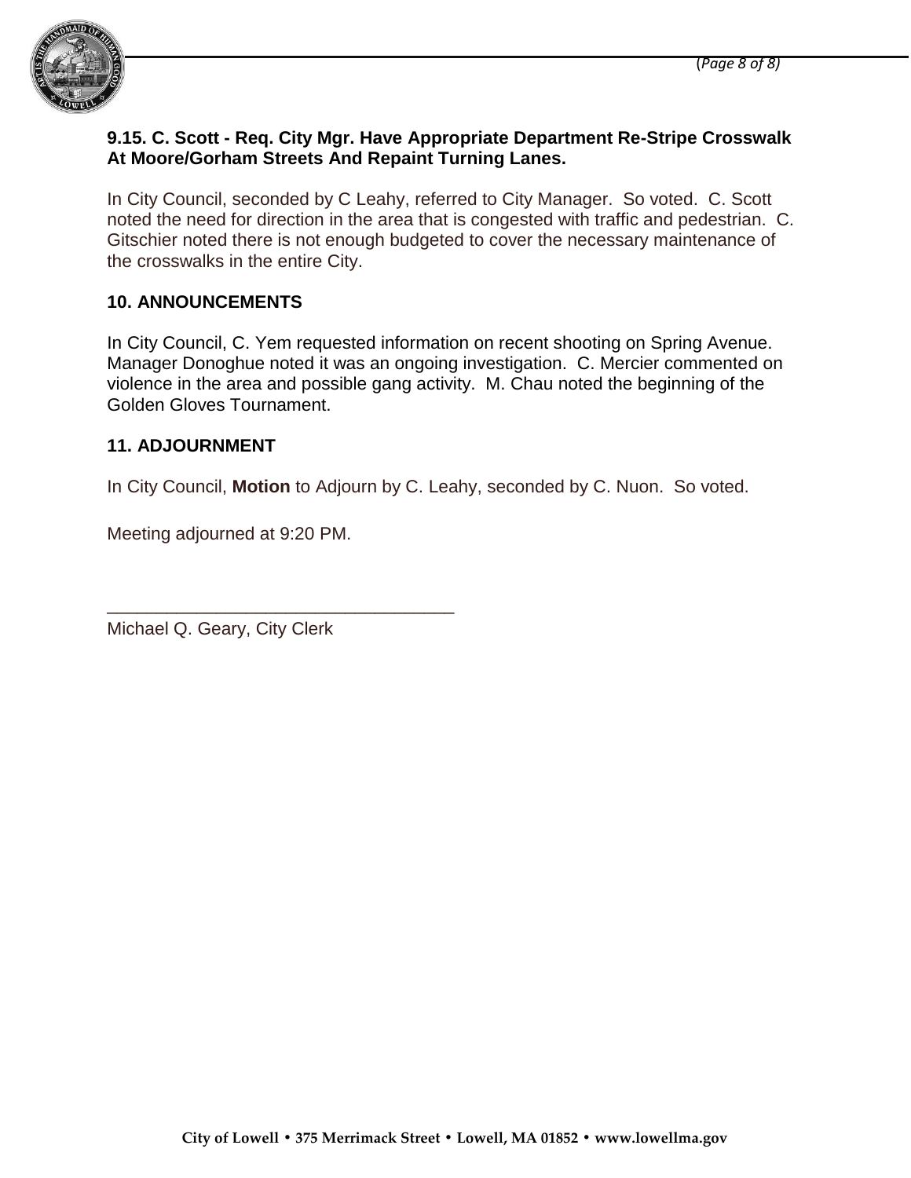**9.15. C. Scott - Req. City Mgr. Have Appropriate Department Re-Stripe Crosswalk At Moore/Gorham Streets And Repaint Turning Lanes.**

In City Council, seconded by C Leahy, referred to City Manager. So voted. C. Scott noted the need for direction in the area that is congested with traffic and pedestrian. C. Gitschier noted there is not enough budgeted to cover the necessary maintenance of the crosswalks in the entire City.

**10. ANNOUNCEMENTS**

In City Council, C. Yem requested information on recent shooting on Spring Avenue. Manager Donoghue noted it was an ongoing investigation. C. Mercier commented on violence in the area and possible gang activity. M. Chau noted the beginning of the Golden Gloves Tournament.

**11. ADJOURNMENT**

In City Council, **Motion** to Adjourn by C. Leahy, seconded by C. Nuon. So voted.

Meeting adjourned at 9:20 PM.

___________________________________

Michael Q. Geary, City Clerk